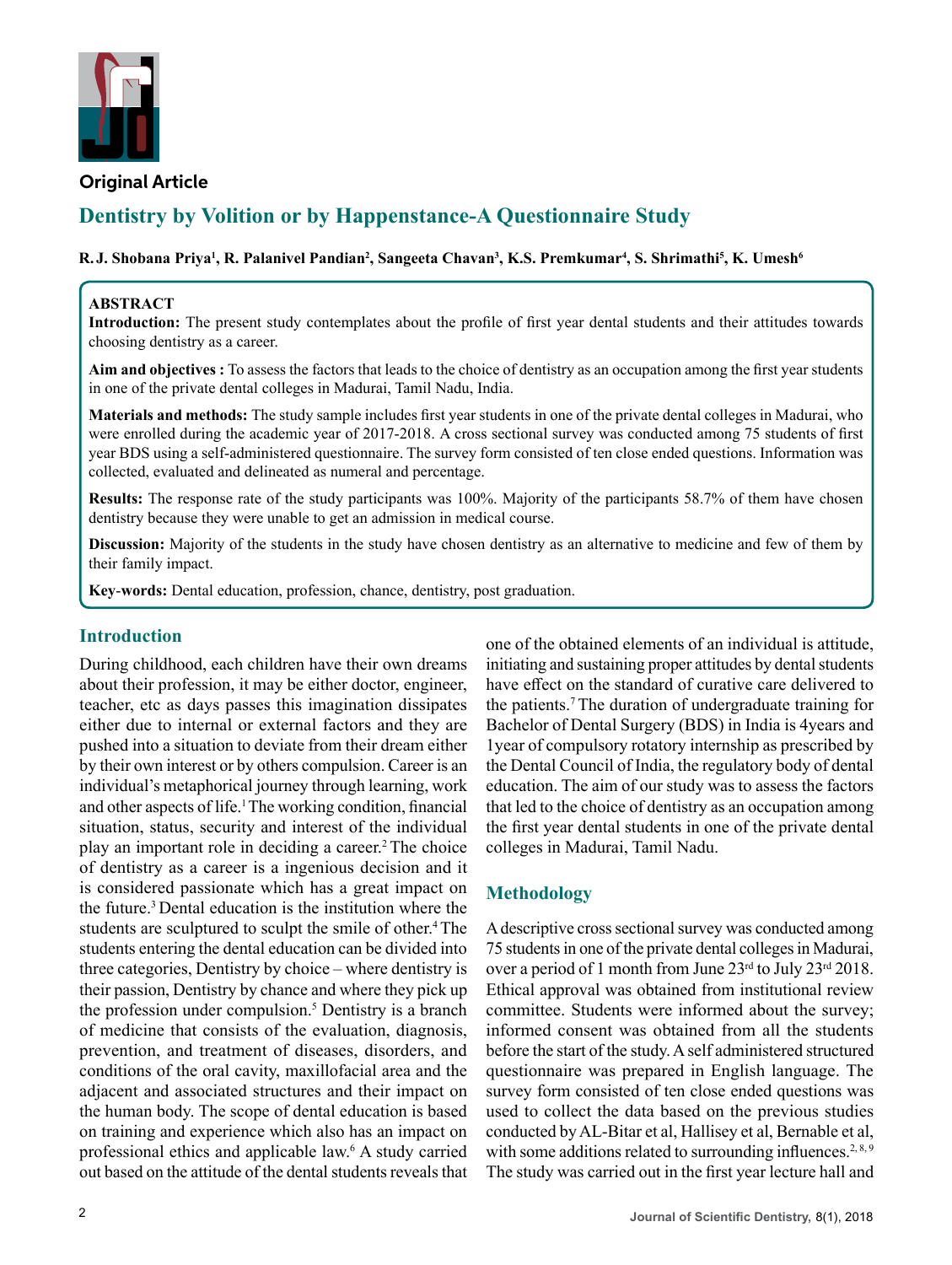**Original Article**

# Dentistry by Volition or by Happenstance-A Questionnaire Study

**R.J. Shobana Priya[1], R. Palanivel Pandian[2], Sangeeta Chavan[3], K.S. Premkumar[4], S. Shrimathi[5], K. Umesh[6]**

## ABSTRACT

**Introduction:** The present study contemplates about the profile of first year dental students and their attitudes towards choosing dentistry as a career.

**Aim and objectives :** To assess the factors that leads to the choice of dentistry as an occupation among the first year students in one of the private dental colleges in Madurai, Tamil Nadu, India.

**Materials and methods:** The study sample includes first year students in one of the private dental colleges in Madurai, who were enrolled during the academic year of 2017-2018. A cross sectional survey was conducted among 75 students of first year BDS using a self-administered questionnaire. The survey form consisted of ten close ended questions. Information was collected, evaluated and delineated as numeral and percentage.

**Results:** The response rate of the study participants was 100%. Majority of the participants 58.7% of them have chosen dentistry because they were unable to get an admission in medical course.

**Discussion:** Majority of the students in the study have chosen dentistry as an alternative to medicine and few of them by their family impact.

**Key-words:** Dental education, profession, chance, dentistry, post graduation.

## Introduction

During childhood, each children have their own dreams about their profession, it may be either doctor, engineer, teacher, etc as days passes this imagination dissipates either due to internal or external factors and they are pushed into a situation to deviate from their dream either by their own interest or by others compulsion. Career is an individual's metaphorical journey through learning, work and other aspects of life.[1] The working condition, financial situation, status, security and interest of the individual play an important role in deciding a career.[2] The choice of dentistry as a career is a ingenious decision and it is considered passionate which has a great impact on the future.[3] Dental education is the institution where the students are sculptured to sculpt the smile of other.[4] The students entering the dental education can be divided into three categories, Dentistry by choice – where dentistry is their passion, Dentistry by chance and where they pick up the profession under compulsion.[5] Dentistry is a branch of medicine that consists of the evaluation, diagnosis, prevention, and treatment of diseases, disorders, and conditions of the oral cavity, maxillofacial area and the adjacent and associated structures and their impact on the human body. The scope of dental education is based on training and experience which also has an impact on professional ethics and applicable law.[6] A study carried out based on the attitude of the dental students reveals that one of the obtained elements of an individual is attitude, initiating and sustaining proper attitudes by dental students have effect on the standard of curative care delivered to the patients.[7] The duration of undergraduate training for Bachelor of Dental Surgery (BDS) in India is 4years and 1year of compulsory rotatory internship as prescribed by the Dental Council of India, the regulatory body of dental education. The aim of our study was to assess the factors that led to the choice of dentistry as an occupation among the first year dental students in one of the private dental colleges in Madurai, Tamil Nadu.

## Methodology

A descriptive cross sectional survey was conducted among 75 students in one of the private dental colleges in Madurai, over a period of 1 month from June 23rd to July 23rd 2018. Ethical approval was obtained from institutional review committee. Students were informed about the survey; informed consent was obtained from all the students before the start of the study. A self administered structured questionnaire was prepared in English language. The survey form consisted of ten close ended questions was used to collect the data based on the previous studies conducted by AL-Bitar et al, Hallisey et al, Bernable et al, with some additions related to surrounding influences.[2, 8, 9] The study was carried out in the first year lecture hall and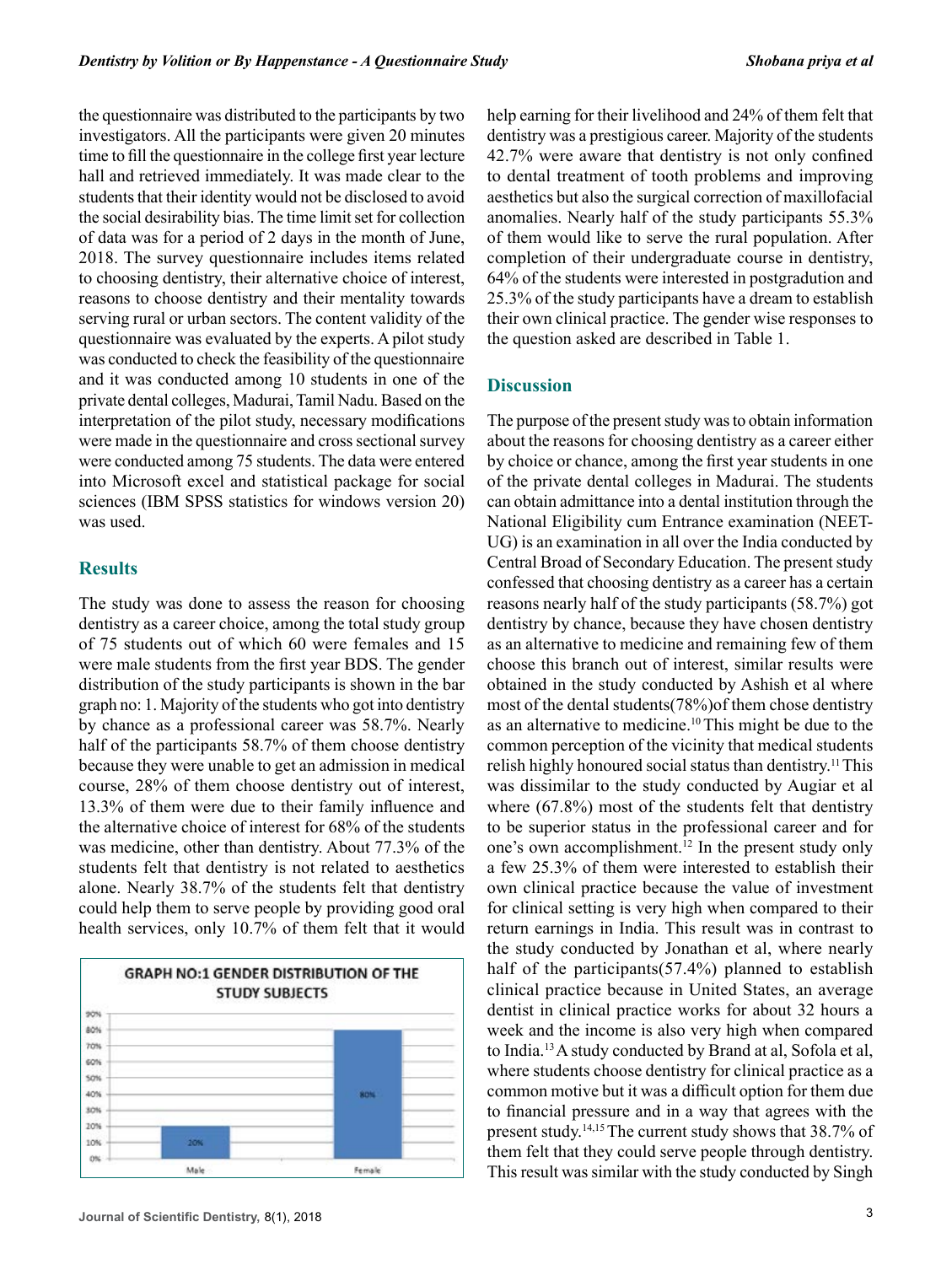the questionnaire was distributed to the participants by two investigators. All the participants were given 20 minutes time to fill the questionnaire in the college first year lecture hall and retrieved immediately. It was made clear to the students that their identity would not be disclosed to avoid the social desirability bias. The time limit set for collection of data was for a period of 2 days in the month of June, 2018. The survey questionnaire includes items related to choosing dentistry, their alternative choice of interest, reasons to choose dentistry and their mentality towards serving rural or urban sectors. The content validity of the questionnaire was evaluated by the experts. A pilot study was conducted to check the feasibility of the questionnaire and it was conducted among 10 students in one of the private dental colleges, Madurai, Tamil Nadu. Based on the interpretation of the pilot study, necessary modifications were made in the questionnaire and cross sectional survey were conducted among 75 students. The data were entered into Microsoft excel and statistical package for social sciences (IBM SPSS statistics for windows version 20) was used.

## Results

The study was done to assess the reason for choosing dentistry as a career choice, among the total study group of 75 students out of which 60 were females and 15 were male students from the first year BDS. The gender distribution of the study participants is shown in the bar graph no: 1. Majority of the students who got into dentistry by chance as a professional career was 58.7%. Nearly half of the participants 58.7% of them choose dentistry because they were unable to get an admission in medical course, 28% of them choose dentistry out of interest, 13.3% of them were due to their family influence and the alternative choice of interest for 68% of the students was medicine, other than dentistry. About 77.3% of the students felt that dentistry is not related to aesthetics alone. Nearly 38.7% of the students felt that dentistry could help them to serve people by providing good oral health services, only 10.7% of them felt that it would help earning for their livelihood and 24% of them felt that dentistry was a prestigious career. Majority of the students 42.7% were aware that dentistry is not only confined to dental treatment of tooth problems and improving aesthetics but also the surgical correction of maxillofacial anomalies. Nearly half of the study participants 55.3% of them would like to serve the rural population. After completion of their undergraduate course in dentistry, 64% of the students were interested in postgradution and 25.3% of the study participants have a dream to establish their own clinical practice. The gender wise responses to the question asked are described in Table 1.

GRAPH NO:1 GENDER DISTRIBUTION OF THE STUDY SUBJECTS

## Discussion

The purpose of the present study was to obtain information about the reasons for choosing dentistry as a career either by choice or chance, among the first year students in one of the private dental colleges in Madurai. The students can obtain admittance into a dental institution through the National Eligibility cum Entrance examination (NEET-UG) is an examination in all over the India conducted by Central Broad of Secondary Education. The present study confessed that choosing dentistry as a career has a certain reasons nearly half of the study participants (58.7%) got dentistry by chance, because they have chosen dentistry as an alternative to medicine and remaining few of them choose this branch out of interest, similar results were obtained in the study conducted by Ashish et al where most of the dental students(78%)of them chose dentistry as an alternative to medicine.[10] This might be due to the common perception of the vicinity that medical students relish highly honoured social status than dentistry.[11] This was dissimilar to the study conducted by Augiar et al where (67.8%) most of the students felt that dentistry to be superior status in the professional career and for one's own accomplishment.[12] In the present study only a few 25.3% of them were interested to establish their own clinical practice because the value of investment for clinical setting is very high when compared to their return earnings in India. This result was in contrast to the study conducted by Jonathan et al, where nearly half of the participants(57.4%) planned to establish clinical practice because in United States, an average dentist in clinical practice works for about 32 hours a week and the income is also very high when compared to India.[13] A study conducted by Brand at al, Sofola et al, where students choose dentistry for clinical practice as a common motive but it was a difficult option for them due to financial pressure and in a way that agrees with the present study.[14,15] The current study shows that 38.7% of them felt that they could serve people through dentistry. This result was similar with the study conducted by Singh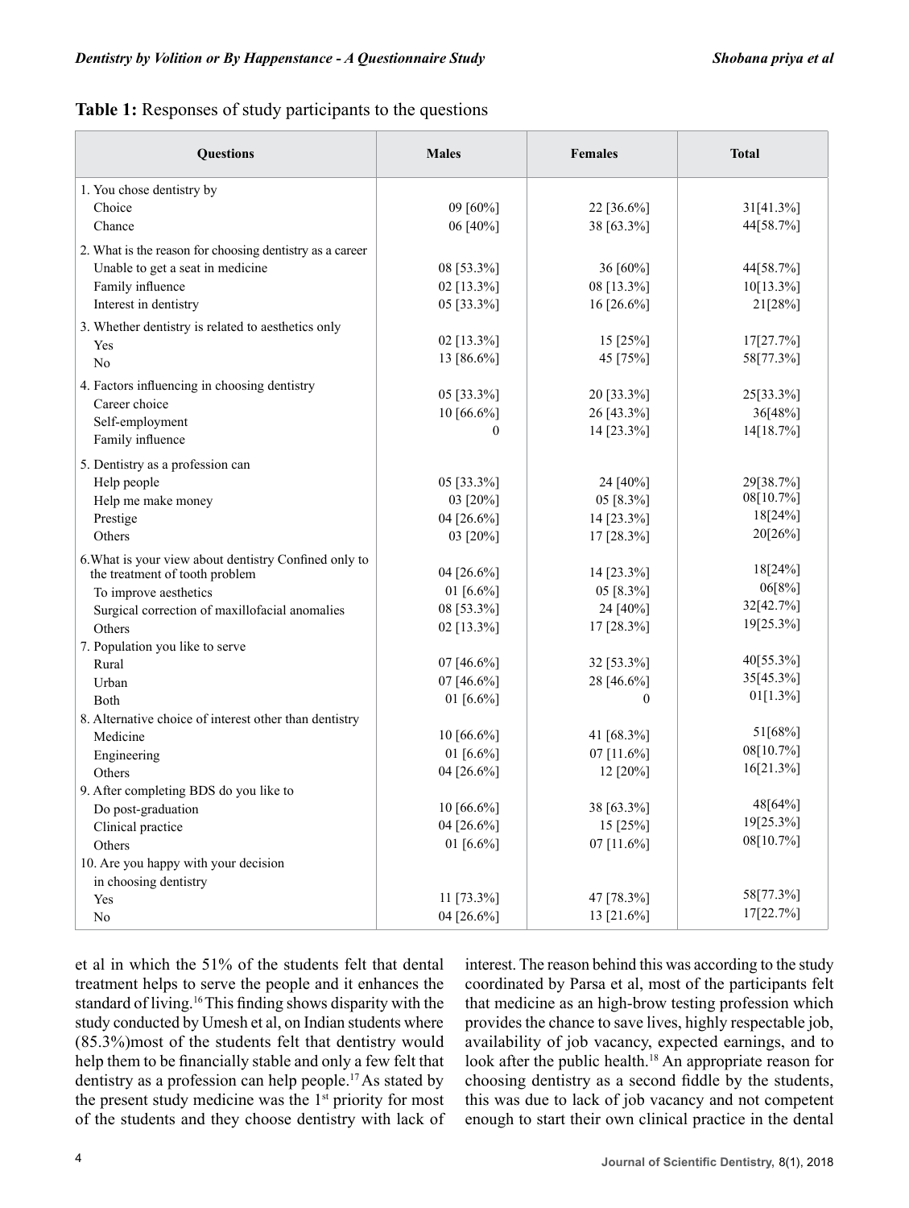**Table 1:** Responses of study participants to the questions

| Questions | Males | Females | Total |
|---|---|---|---|
| 1. You chose dentistry by | | | |
| Choice | 09 [60%] | 22 [36.6%] | 31[41.3%] |
| Chance | 06 [40%] | 38 [63.3%] | 44[58.7%] |
| 2. What is the reason for choosing dentistry as a career | | | |
| Unable to get a seat in medicine | 08 [53.3%] | 36 [60%] | 44[58.7%] |
| Family influence | 02 [13.3%] | 08 [13.3%] | 10[13.3%] |
| Interest in dentistry | 05 [33.3%] | 16 [26.6%] | 21[28%] |
| 3. Whether dentistry is related to aesthetics only | | | |
| Yes | 02 [13.3%] | 15 [25%] | 17[27.7%] |
| No | 13 [86.6%] | 45 [75%] | 58[77.3%] |
| 4. Factors influencing in choosing dentistry | | | |
| Career choice | 05 [33.3%] | 20 [33.3%] | 25[33.3%] |
| Self-employment | 10 [66.6%] | 26 [43.3%] | 36[48%] |
| Family influence | 0 | 14 [23.3%] | 14[18.7%] |
| 5. Dentistry as a profession can | | | |
| Help people | 05 [33.3%] | 24 [40%] | 29[38.7%] |
| Help me make money | 03 [20%] | 05 [8.3%] | 08[10.7%] |
| Prestige | 04 [26.6%] | 14 [23.3%] | 18[24%] |
| Others | 03 [20%] | 17 [28.3%] | 20[26%] |
| 6. What is your view about dentistry Confined only to the treatment of tooth problem | 04 [26.6%] | 14 [23.3%] | 18[24%] |
| To improve aesthetics | 01 [6.6%] | 05 [8.3%] | 06[8%] |
| Surgical correction of maxillofacial anomalies | 08 [53.3%] | 24 [40%] | 32[42.7%] |
| Others | 02 [13.3%] | 17 [28.3%] | 19[25.3%] |
| 7. Population you like to serve | | | |
| Rural | 07 [46.6%] | 32 [53.3%] | 40[55.3%] |
| Urban | 07 [46.6%] | 28 [46.6%] | 35[45.3%] |
| Both | 01 [6.6%] | 0 | 01[1.3%] |
| 8. Alternative choice of interest other than dentistry | | | |
| Medicine | 10 [66.6%] | 41 [68.3%] | 51[68%] |
| Engineering | 01 [6.6%] | 07 [11.6%] | 08[10.7%] |
| Others | 04 [26.6%] | 12 [20%] | 16[21.3%] |
| 9. After completing BDS do you like to | | | |
| Do post-graduation | 10 [66.6%] | 38 [63.3%] | 48[64%] |
| Clinical practice | 04 [26.6%] | 15 [25%] | 19[25.3%] |
| Others | 01 [6.6%] | 07 [11.6%] | 08[10.7%] |
| 10. Are you happy with your decision in choosing dentistry | | | |
| Yes | 11 [73.3%] | 47 [78.3%] | 58[77.3%] |
| No | 04 [26.6%] | 13 [21.6%] | 17[22.7%] |

et al in which the 51% of the students felt that dental treatment helps to serve the people and it enhances the standard of living.[16] This finding shows disparity with the study conducted by Umesh et al, on Indian students where (85.3%)most of the students felt that dentistry would help them to be financially stable and only a few felt that dentistry as a profession can help people.[17] As stated by the present study medicine was the 1st priority for most of the students and they choose dentistry with lack of interest. The reason behind this was according to the study coordinated by Parsa et al, most of the participants felt that medicine as an high-brow testing profession which provides the chance to save lives, highly respectable job, availability of job vacancy, expected earnings, and to look after the public health.[18] An appropriate reason for choosing dentistry as a second fiddle by the students, this was due to lack of job vacancy and not competent enough to start their own clinical practice in the dental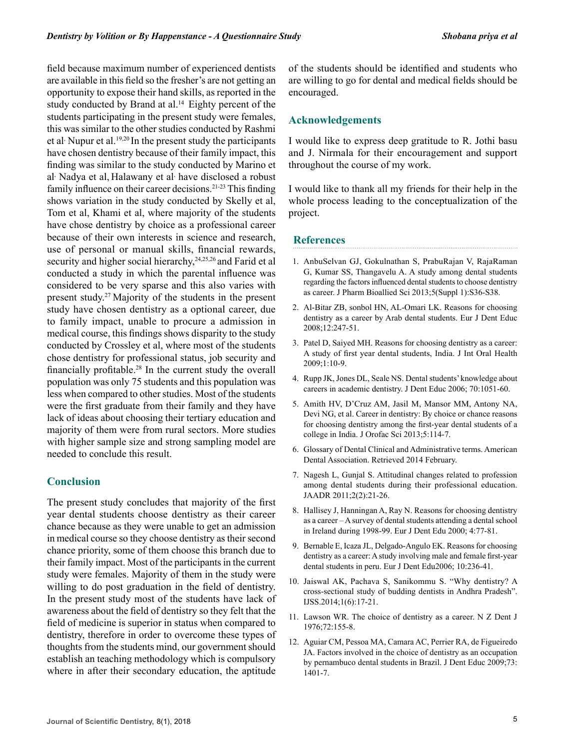field because maximum number of experienced dentists are available in this field so the fresher's are not getting an opportunity to expose their hand skills, as reported in the study conducted by Brand at al.[14] Eighty percent of the students participating in the present study were females, this was similar to the other studies conducted by Rashmi et al, Nupur et al.[19,20] In the present study the participants have chosen dentistry because of their family impact, this finding was similar to the study conducted by Marino et al, Nadya et al, Halawany et al, have disclosed a robust family influence on their career decisions.[21-23] This finding shows variation in the study conducted by Skelly et al, Tom et al, Khami et al, where majority of the students have chose dentistry by choice as a professional career because of their own interests in science and research, use of personal or manual skills, financial rewards, security and higher social hierarchy,[24,25,26] and Farid et al conducted a study in which the parental influence was considered to be very sparse and this also varies with present study.[27] Majority of the students in the present study have chosen dentistry as a optional career, due to family impact, unable to procure a admission in medical course, this findings shows disparity to the study conducted by Crossley et al, where most of the students chose dentistry for professional status, job security and financially profitable.[28] In the current study the overall population was only 75 students and this population was less when compared to other studies. Most of the students were the first graduate from their family and they have lack of ideas about choosing their tertiary education and majority of them were from rural sectors. More studies with higher sample size and strong sampling model are needed to conclude this result.

## Conclusion

The present study concludes that majority of the first year dental students choose dentistry as their career chance because as they were unable to get an admission in medical course so they choose dentistry as their second chance priority, some of them choose this branch due to their family impact. Most of the participants in the current study were females. Majority of them in the study were willing to do post graduation in the field of dentistry. In the present study most of the students have lack of awareness about the field of dentistry so they felt that the field of medicine is superior in status when compared to dentistry, therefore in order to overcome these types of thoughts from the students mind, our government should establish an teaching methodology which is compulsory where in after their secondary education, the aptitude of the students should be identified and students who are willing to go for dental and medical fields should be encouraged.

## Acknowledgements

I would like to express deep gratitude to R. Jothi basu and J. Nirmala for their encouragement and support throughout the course of my work.

I would like to thank all my friends for their help in the whole process leading to the conceptualization of the project.

## References

1. AnbuSelvan GJ, Gokulnathan S, PrabuRajan V, RajaRaman G, Kumar SS, Thangavelu A. A study among dental students regarding the factors influenced dental students to choose dentistry as career. J Pharm Bioallied Sci 2013;5(Suppl 1):S36-S38.
2. Al-Bitar ZB, sonbol HN, AL-Omari LK. Reasons for choosing dentistry as a career by Arab dental students. Eur J Dent Educ 2008;12:247-51.
3. Patel D, Saiyed MH. Reasons for choosing dentistry as a career: A study of first year dental students, India. J Int Oral Health 2009;1:10-9.
4. Rupp JK, Jones DL, Seale NS. Dental students' knowledge about careers in academic dentistry. J Dent Educ 2006; 70:1051-60.
5. Amith HV, D'Cruz AM, Jasil M, Mansor MM, Antony NA, Devi NG, et al. Career in dentistry: By choice or chance reasons for choosing dentistry among the first-year dental students of a college in India. J Orofac Sci 2013;5:114-7.
6. Glossary of Dental Clinical and Administrative terms. American Dental Association. Retrieved 2014 February.
7. Nagesh L, Gunjal S. Attitudinal changes related to profession among dental students during their professional education. JAADR 2011;2(2):21-26.
8. Hallisey J, Hanningan A, Ray N. Reasons for choosing dentistry as a career – A survey of dental students attending a dental school in Ireland during 1998-99. Eur J Dent Edu 2000; 4:77-81.
9. Bernable E, Icaza JL, Delgado-Angulo EK. Reasons for choosing dentistry as a career: A study involving male and female first-year dental students in peru. Eur J Dent Edu2006; 10:236-41.
10. Jaiswal AK, Pachava S, Sanikommu S. "Why dentistry? A cross-sectional study of budding dentists in Andhra Pradesh". IJSS.2014;1(6):17-21.
11. Lawson WR. The choice of dentistry as a career. N Z Dent J 1976;72:155-8.
12. Aguiar CM, Pessoa MA, Camara AC, Perrier RA, de Figueiredo JA. Factors involved in the choice of dentistry as an occupation by pernambuco dental students in Brazil. J Dent Educ 2009;73: 1401-7.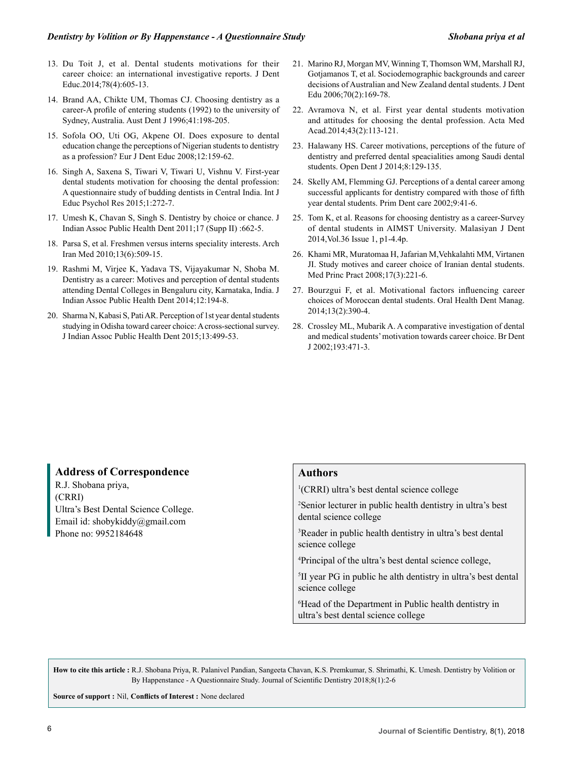13. Du Toit J, et al. Dental students motivations for their career choice: an international investigative reports. J Dent Educ.2014;78(4):605-13.
14. Brand AA, Chikte UM, Thomas CJ. Choosing dentistry as a career-A profile of entering students (1992) to the university of Sydney, Australia. Aust Dent J 1996;41:198-205.
15. Sofola OO, Uti OG, Akpene OI. Does exposure to dental education change the perceptions of Nigerian students to dentistry as a profession? Eur J Dent Educ 2008;12:159-62.
16. Singh A, Saxena S, Tiwari V, Tiwari U, Vishnu V. First-year dental students motivation for choosing the dental profession: A questionnaire study of budding dentists in Central India. Int J Educ Psychol Res 2015;1:272-7.
17. Umesh K, Chavan S, Singh S. Dentistry by choice or chance. J Indian Assoc Public Health Dent 2011;17 (Supp II) :662-5.
18. Parsa S, et al. Freshmen versus interns speciality interests. Arch Iran Med 2010;13(6):509-15.
19. Rashmi M, Virjee K, Yadava TS, Vijayakumar N, Shoba M. Dentistry as a career: Motives and perception of dental students attending Dental Colleges in Bengaluru city, Karnataka, India. J Indian Assoc Public Health Dent 2014;12:194-8.
20. Sharma N, Kabasi S, Pati AR. Perception of 1st year dental students studying in Odisha toward career choice: A cross-sectional survey. J Indian Assoc Public Health Dent 2015;13:499-53.
21. Marino RJ, Morgan MV, Winning T, Thomson WM, Marshall RJ, Gotjamanos T, et al. Sociodemographic backgrounds and career decisions of Australian and New Zealand dental students. J Dent Edu 2006;70(2):169-78.
22. Avramova N, et al. First year dental students motivation and attitudes for choosing the dental profession. Acta Med Acad.2014;43(2):113-121.
23. Halawany HS. Career motivations, perceptions of the future of dentistry and preferred dental speacialities among Saudi dental students. Open Dent J 2014;8:129-135.
24. Skelly AM, Flemming GJ. Perceptions of a dental career among successful applicants for dentistry compared with those of fifth year dental students. Prim Dent care 2002;9:41-6.
25. Tom K, et al. Reasons for choosing dentistry as a career-Survey of dental students in AIMST University. Malasiyan J Dent 2014,Vol.36 Issue 1, p1-4.4p.
26. Khami MR, Muratomaa H, Jafarian M,Vehkalahti MM, Virtanen JI. Study motives and career choice of Iranian dental students. Med Princ Pract 2008;17(3):221-6.
27. Bourzgui F, et al. Motivational factors influencing career choices of Moroccan dental students. Oral Health Dent Manag. 2014;13(2):390-4.
28. Crossley ML, Mubarik A. A comparative investigation of dental and medical students' motivation towards career choice. Br Dent J 2002;193:471-3.

## Address of Correspondence

R.J. Shobana priya,
(CRRI)
Ultra's Best Dental Science College.
Email id: shobykiddy@gmail.com
Phone no: 9952184648

## Authors

[1](CRRI) ultra's best dental science college

[2]Senior lecturer in public health dentistry in ultra's best dental science college

[3]Reader in public health dentistry in ultra's best dental science college

[4]Principal of the ultra's best dental science college,

[5]II year PG in public he alth dentistry in ultra's best dental science college

[6]Head of the Department in Public health dentistry in ultra's best dental science college

**How to cite this article :** R.J. Shobana Priya, R. Palanivel Pandian, Sangeeta Chavan, K.S. Premkumar, S. Shrimathi, K. Umesh. Dentistry by Volition or By Happenstance - A Questionnaire Study. Journal of Scientific Dentistry 2018;8(1):2-6

**Source of support :** Nil, **Conflicts of Interest :** None declared